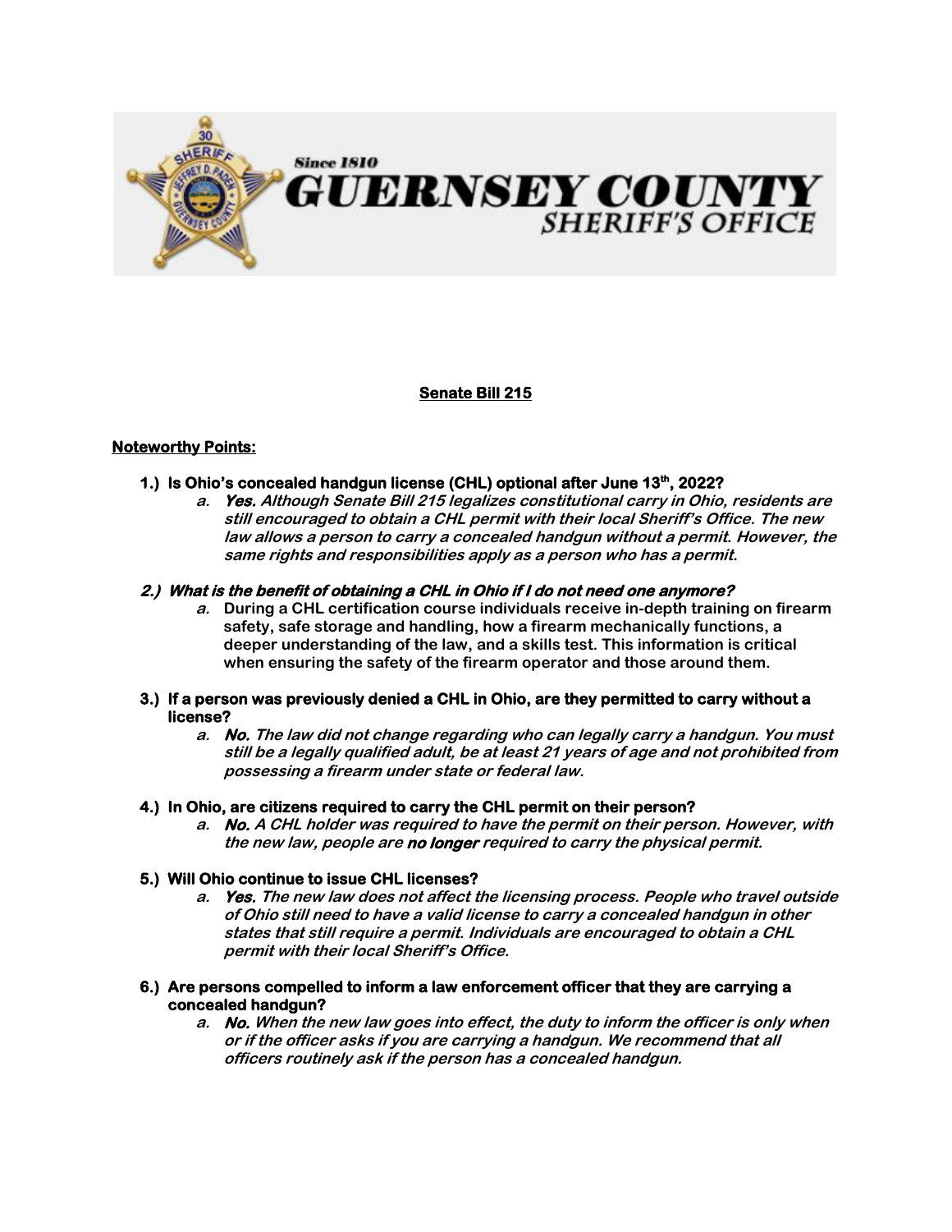# Since 1810 GUERNSEY COUNTY SHERIFF'S OFFICE

## Senate Bill 215

**Noteworthy Points:**

1.) **Is Ohio's concealed handgun license (CHL) optional after June 13th, 2022?**

a. ***Yes.** Although Senate Bill 215 legalizes constitutional carry in Ohio, residents are still encouraged to obtain a CHL permit with their local Sheriff's Office. The new law allows a person to carry a concealed handgun without a permit. However, the same rights and responsibilities apply as a person who has a permit.*

2.) ***What is the benefit of obtaining a CHL in Ohio if I do not need one anymore?***

a. **During a CHL certification course individuals receive in-depth training on firearm safety, safe storage and handling, how a firearm mechanically functions, a deeper understanding of the law, and a skills test. This information is critical when ensuring the safety of the firearm operator and those around them.**

3.) **If a person was previously denied a CHL in Ohio, are they permitted to carry without a license?**

a. ***No.** The law did not change regarding who can legally carry a handgun. You must still be a legally qualified adult, be at least 21 years of age and not prohibited from possessing a firearm under state or federal law.*

4.) **In Ohio, are citizens required to carry the CHL permit on their person?**

a. ***No.** A CHL holder was required to have the permit on their person. However, with the new law, people are **no longer** required to carry the physical permit.*

5.) **Will Ohio continue to issue CHL licenses?**

a. ***Yes.** The new law does not affect the licensing process. People who travel outside of Ohio still need to have a valid license to carry a concealed handgun in other states that still require a permit. Individuals are encouraged to obtain a CHL permit with their local Sheriff's Office.*

6.) **Are persons compelled to inform a law enforcement officer that they are carrying a concealed handgun?**

a. ***No.** When the new law goes into effect, the duty to inform the officer is only when or if the officer asks if you are carrying a handgun. We recommend that all officers routinely ask if the person has a concealed handgun.*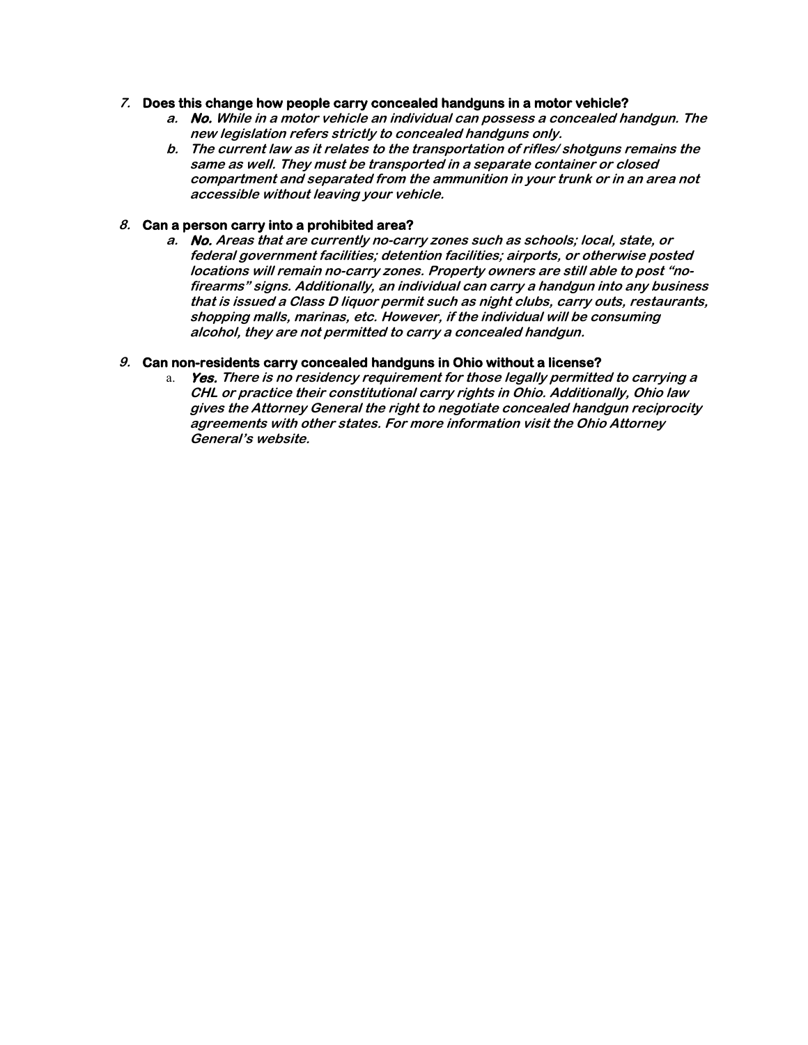7. **Does this change how people carry concealed handguns in a motor vehicle?**
   a. ***No.*** ***While in a motor vehicle an individual can possess a concealed handgun. The new legislation refers strictly to concealed handguns only.***
   b. ***The current law as it relates to the transportation of rifles/ shotguns remains the same as well. They must be transported in a separate container or closed compartment and separated from the ammunition in your trunk or in an area not accessible without leaving your vehicle.***

8. **Can a person carry into a prohibited area?**
   a. ***No.*** ***Areas that are currently no-carry zones such as schools; local, state, or federal government facilities; detention facilities; airports, or otherwise posted locations will remain no-carry zones. Property owners are still able to post "no-firearms" signs. Additionally, an individual can carry a handgun into any business that is issued a Class D liquor permit such as night clubs, carry outs, restaurants, shopping malls, marinas, etc. However, if the individual will be consuming alcohol, they are not permitted to carry a concealed handgun.***

9. **Can non-residents carry concealed handguns in Ohio without a license?**
   a. ***Yes.*** ***There is no residency requirement for those legally permitted to carrying a CHL or practice their constitutional carry rights in Ohio. Additionally, Ohio law gives the Attorney General the right to negotiate concealed handgun reciprocity agreements with other states. For more information visit the Ohio Attorney General's website.***